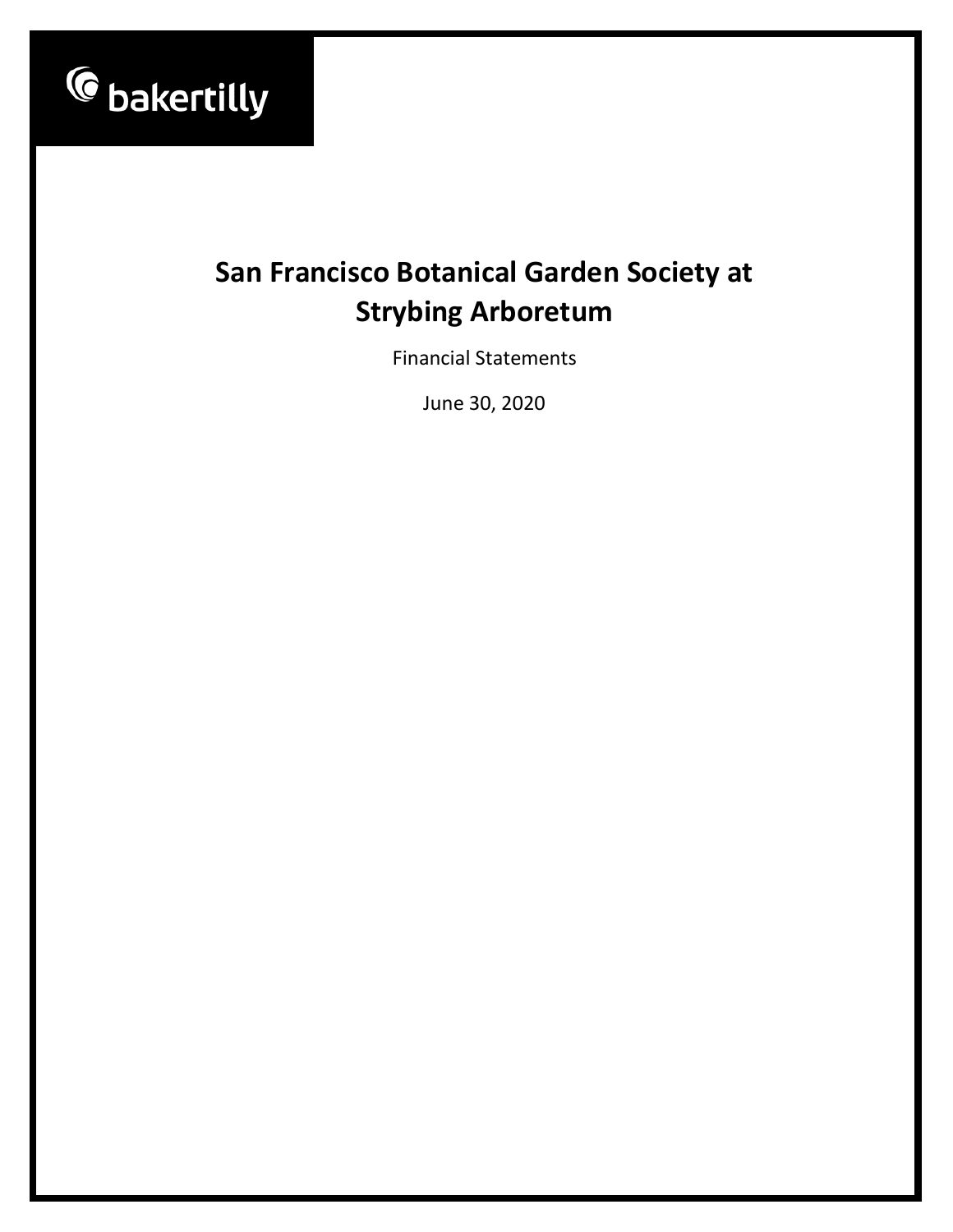bakertilly

# San Francisco Botanical Garden Society at Strybing Arboretum

Financial Statements

June 30, 2020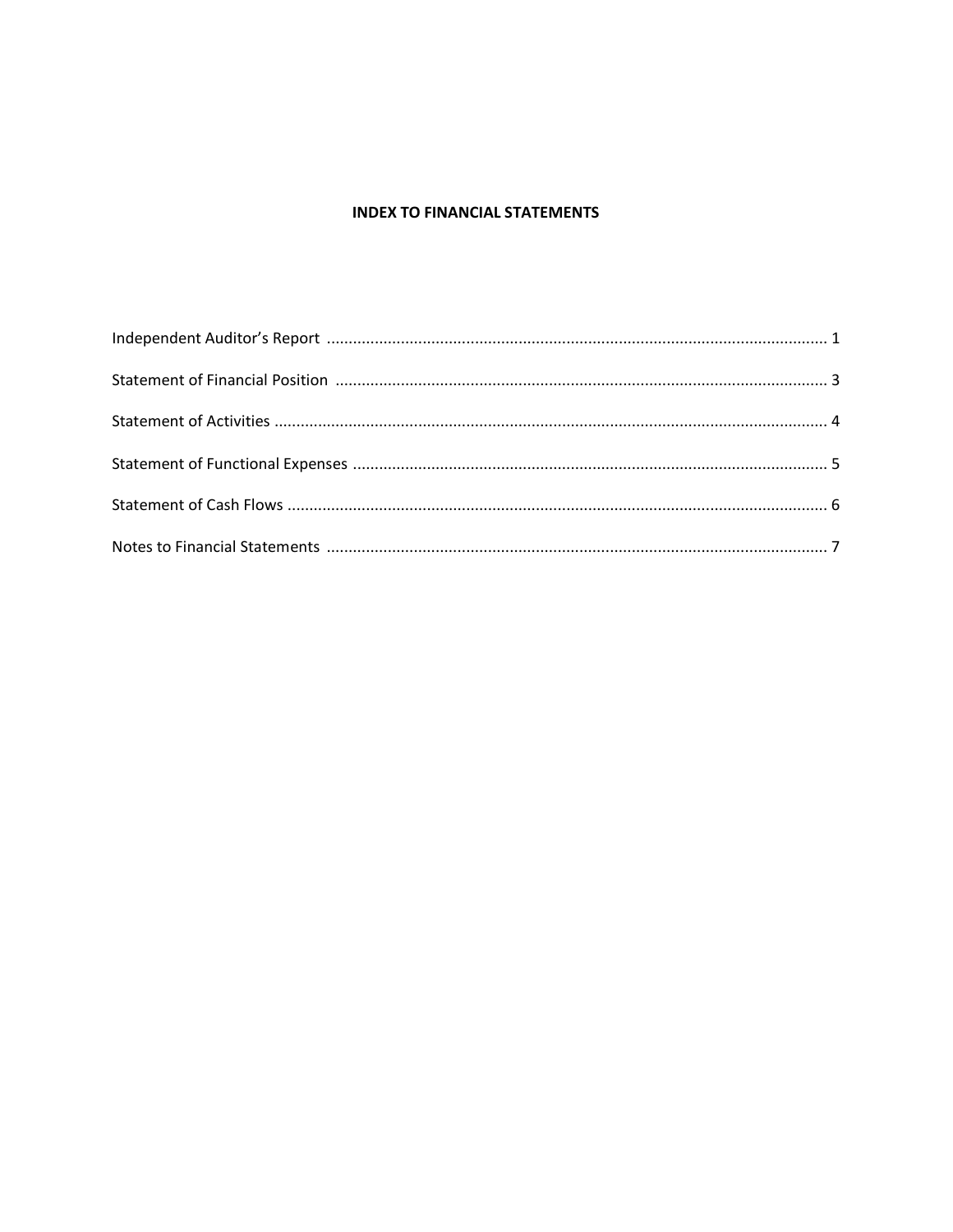**INDEX TO FINANCIAL STATEMENTS**

| | |
|---|---|
| Independent Auditor's Report | 1 |
| Statement of Financial Position | 3 |
| Statement of Activities | 4 |
| Statement of Functional Expenses | 5 |
| Statement of Cash Flows | 6 |
| Notes to Financial Statements | 7 |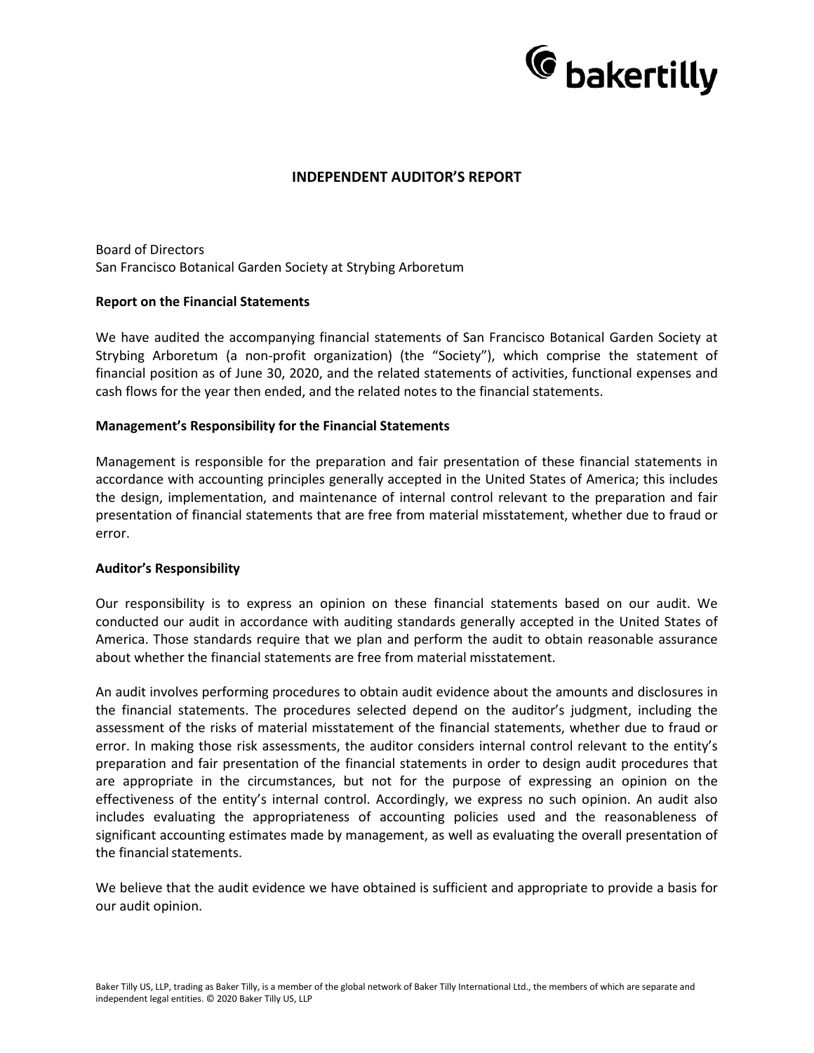# INDEPENDENT AUDITOR'S REPORT

Board of Directors
San Francisco Botanical Garden Society at Strybing Arboretum

**Report on the Financial Statements**

We have audited the accompanying financial statements of San Francisco Botanical Garden Society at Strybing Arboretum (a non-profit organization) (the "Society"), which comprise the statement of financial position as of June 30, 2020, and the related statements of activities, functional expenses and cash flows for the year then ended, and the related notes to the financial statements.

**Management's Responsibility for the Financial Statements**

Management is responsible for the preparation and fair presentation of these financial statements in accordance with accounting principles generally accepted in the United States of America; this includes the design, implementation, and maintenance of internal control relevant to the preparation and fair presentation of financial statements that are free from material misstatement, whether due to fraud or error.

**Auditor's Responsibility**

Our responsibility is to express an opinion on these financial statements based on our audit. We conducted our audit in accordance with auditing standards generally accepted in the United States of America. Those standards require that we plan and perform the audit to obtain reasonable assurance about whether the financial statements are free from material misstatement.

An audit involves performing procedures to obtain audit evidence about the amounts and disclosures in the financial statements. The procedures selected depend on the auditor's judgment, including the assessment of the risks of material misstatement of the financial statements, whether due to fraud or error. In making those risk assessments, the auditor considers internal control relevant to the entity's preparation and fair presentation of the financial statements in order to design audit procedures that are appropriate in the circumstances, but not for the purpose of expressing an opinion on the effectiveness of the entity's internal control. Accordingly, we express no such opinion. An audit also includes evaluating the appropriateness of accounting policies used and the reasonableness of significant accounting estimates made by management, as well as evaluating the overall presentation of the financial statements.

We believe that the audit evidence we have obtained is sufficient and appropriate to provide a basis for our audit opinion.

Baker Tilly US, LLP, trading as Baker Tilly, is a member of the global network of Baker Tilly International Ltd., the members of which are separate and independent legal entities. © 2020 Baker Tilly US, LLP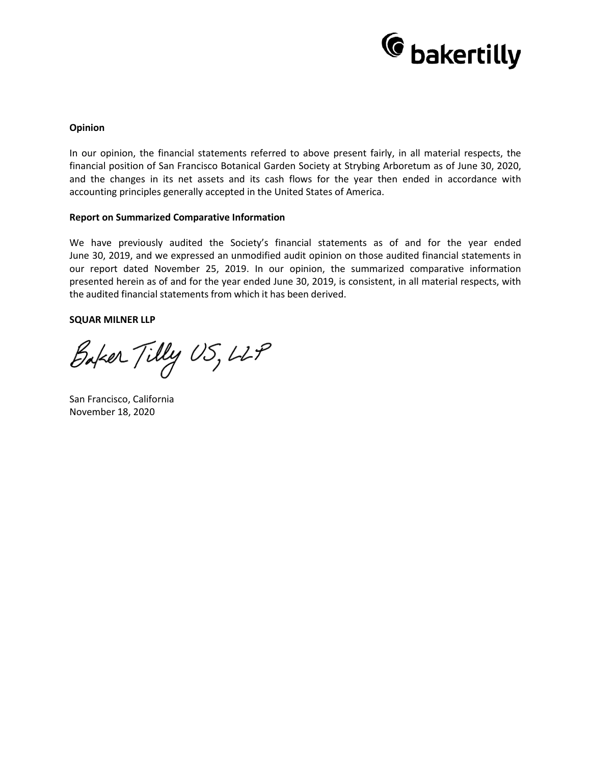**Opinion**

In our opinion, the financial statements referred to above present fairly, in all material respects, the financial position of San Francisco Botanical Garden Society at Strybing Arboretum as of June 30, 2020, and the changes in its net assets and its cash flows for the year then ended in accordance with accounting principles generally accepted in the United States of America.

**Report on Summarized Comparative Information**

We have previously audited the Society's financial statements as of and for the year ended June 30, 2019, and we expressed an unmodified audit opinion on those audited financial statements in our report dated November 25, 2019. In our opinion, the summarized comparative information presented herein as of and for the year ended June 30, 2019, is consistent, in all material respects, with the audited financial statements from which it has been derived.

**SQUAR MILNER LLP**

Baker Tilly US, LLP

San Francisco, California
November 18, 2020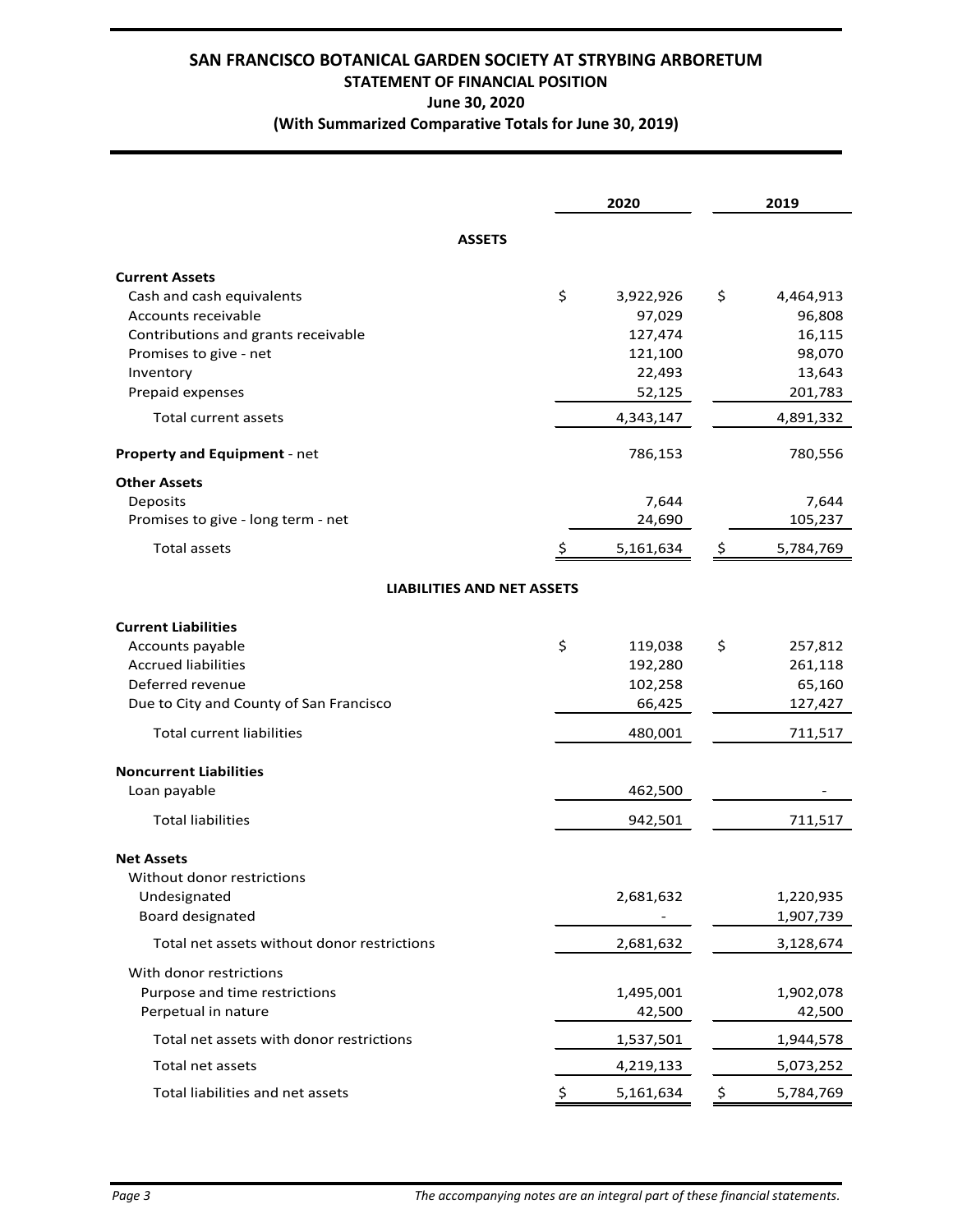# SAN FRANCISCO BOTANICAL GARDEN SOCIETY AT STRYBING ARBORETUM

## STATEMENT OF FINANCIAL POSITION

**June 30, 2020**

**(With Summarized Comparative Totals for June 30, 2019)**

| | 2020 | 2019 |
|---|---|---|
| **ASSETS** | | |
| **Current Assets** | | |
| Cash and cash equivalents | $ 3,922,926 | $ 4,464,913 |
| Accounts receivable | 97,029 | 96,808 |
| Contributions and grants receivable | 127,474 | 16,115 |
| Promises to give - net | 121,100 | 98,070 |
| Inventory | 22,493 | 13,643 |
| Prepaid expenses | 52,125 | 201,783 |
| Total current assets | 4,343,147 | 4,891,332 |
| **Property and Equipment** - net | 786,153 | 780,556 |
| **Other Assets** | | |
| Deposits | 7,644 | 7,644 |
| Promises to give - long term - net | 24,690 | 105,237 |
| Total assets | $ 5,161,634 | $ 5,784,769 |
| **LIABILITIES AND NET ASSETS** | | |
| **Current Liabilities** | | |
| Accounts payable | $ 119,038 | $ 257,812 |
| Accrued liabilities | 192,280 | 261,118 |
| Deferred revenue | 102,258 | 65,160 |
| Due to City and County of San Francisco | 66,425 | 127,427 |
| Total current liabilities | 480,001 | 711,517 |
| **Noncurrent Liabilities** | | |
| Loan payable | 462,500 | - |
| Total liabilities | 942,501 | 711,517 |
| **Net Assets** | | |
| Without donor restrictions | | |
| Undesignated | 2,681,632 | 1,220,935 |
| Board designated | - | 1,907,739 |
| Total net assets without donor restrictions | 2,681,632 | 3,128,674 |
| With donor restrictions | | |
| Purpose and time restrictions | 1,495,001 | 1,902,078 |
| Perpetual in nature | 42,500 | 42,500 |
| Total net assets with donor restrictions | 1,537,501 | 1,944,578 |
| Total net assets | 4,219,133 | 5,073,252 |
| Total liabilities and net assets | $ 5,161,634 | $ 5,784,769 |

*The accompanying notes are an integral part of these financial statements.*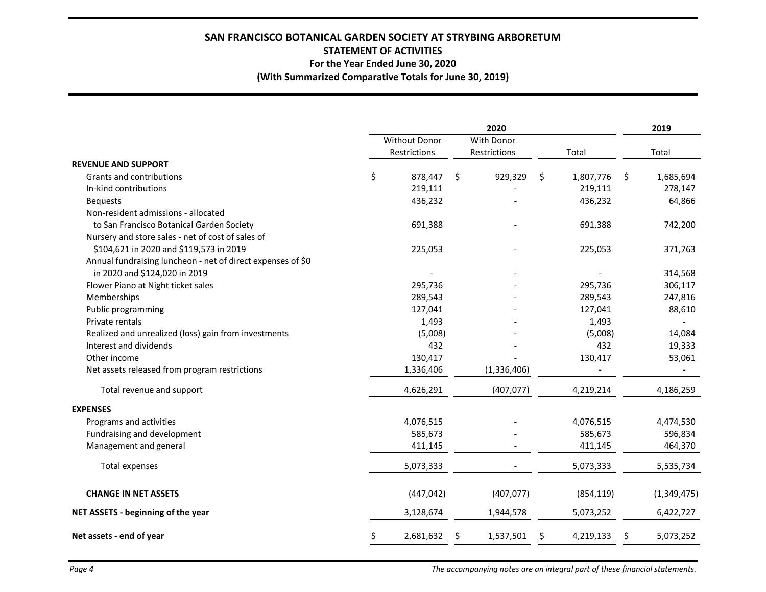# SAN FRANCISCO BOTANICAL GARDEN SOCIETY AT STRYBING ARBORETUM

## STATEMENT OF ACTIVITIES

### For the Year Ended June 30, 2020

### (With Summarized Comparative Totals for June 30, 2019)

| | 2020 | | | 2019 |
|---|---|---|---|---|
| | Without Donor Restrictions | With Donor Restrictions | Total | Total |
| **REVENUE AND SUPPORT** | | | | |
| Grants and contributions | $ 878,447 | $ 929,329 | $ 1,807,776 | $ 1,685,694 |
| In-kind contributions | 219,111 | - | 219,111 | 278,147 |
| Bequests | 436,232 | - | 436,232 | 64,866 |
| Non-resident admissions - allocated to San Francisco Botanical Garden Society | 691,388 | - | 691,388 | 742,200 |
| Nursery and store sales - net of cost of sales of $104,621 in 2020 and $119,573 in 2019 | 225,053 | - | 225,053 | 371,763 |
| Annual fundraising luncheon - net of direct expenses of $0 in 2020 and $124,020 in 2019 | - | - | - | 314,568 |
| Flower Piano at Night ticket sales | 295,736 | - | 295,736 | 306,117 |
| Memberships | 289,543 | - | 289,543 | 247,816 |
| Public programming | 127,041 | - | 127,041 | 88,610 |
| Private rentals | 1,493 | - | 1,493 | - |
| Realized and unrealized (loss) gain from investments | (5,008) | - | (5,008) | 14,084 |
| Interest and dividends | 432 | - | 432 | 19,333 |
| Other income | 130,417 | - | 130,417 | 53,061 |
| Net assets released from program restrictions | 1,336,406 | (1,336,406) | - | - |
| Total revenue and support | 4,626,291 | (407,077) | 4,219,214 | 4,186,259 |
| **EXPENSES** | | | | |
| Programs and activities | 4,076,515 | - | 4,076,515 | 4,474,530 |
| Fundraising and development | 585,673 | - | 585,673 | 596,834 |
| Management and general | 411,145 | - | 411,145 | 464,370 |
| Total expenses | 5,073,333 | - | 5,073,333 | 5,535,734 |
| **CHANGE IN NET ASSETS** | (447,042) | (407,077) | (854,119) | (1,349,475) |
| **NET ASSETS - beginning of the year** | 3,128,674 | 1,944,578 | 5,073,252 | 6,422,727 |
| **Net assets - end of year** | $ 2,681,632 | $ 1,537,501 | $ 4,219,133 | $ 5,073,252 |

*The accompanying notes are an integral part of these financial statements.*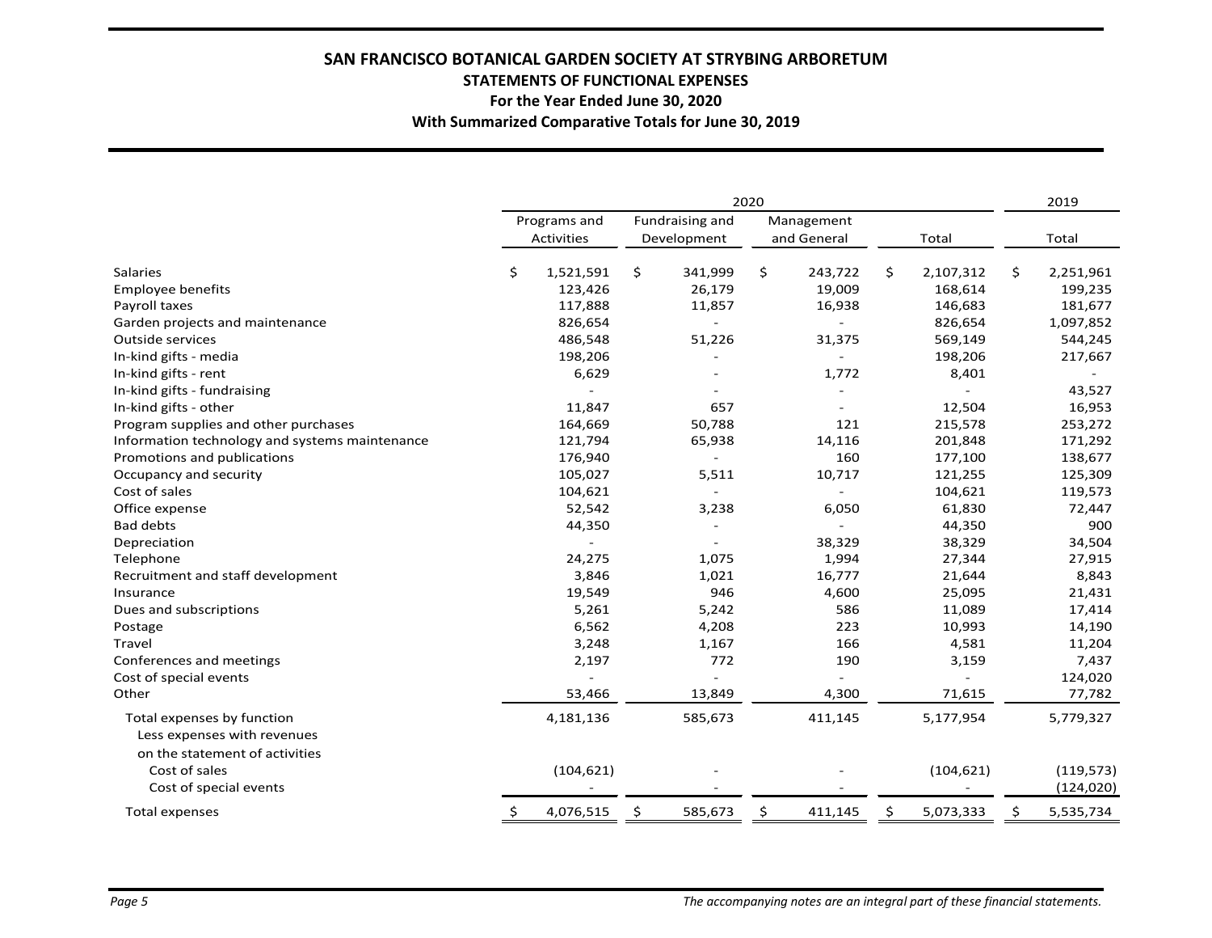# SAN FRANCISCO BOTANICAL GARDEN SOCIETY AT STRYBING ARBORETUM

## STATEMENTS OF FUNCTIONAL EXPENSES

**For the Year Ended June 30, 2020**

**With Summarized Comparative Totals for June 30, 2019**

| | 2020 | | | | 2019 |
|---|---|---|---|---|---|
| | Programs and Activities | Fundraising and Development | Management and General | Total | Total |
| Salaries | $ 1,521,591 | $ 341,999 | $ 243,722 | $ 2,107,312 | $ 2,251,961 |
| Employee benefits | 123,426 | 26,179 | 19,009 | 168,614 | 199,235 |
| Payroll taxes | 117,888 | 11,857 | 16,938 | 146,683 | 181,677 |
| Garden projects and maintenance | 826,654 | - | - | 826,654 | 1,097,852 |
| Outside services | 486,548 | 51,226 | 31,375 | 569,149 | 544,245 |
| In-kind gifts - media | 198,206 | - | - | 198,206 | 217,667 |
| In-kind gifts - rent | 6,629 | - | 1,772 | 8,401 | - |
| In-kind gifts - fundraising | - | - | - | - | 43,527 |
| In-kind gifts - other | 11,847 | 657 | - | 12,504 | 16,953 |
| Program supplies and other purchases | 164,669 | 50,788 | 121 | 215,578 | 253,272 |
| Information technology and systems maintenance | 121,794 | 65,938 | 14,116 | 201,848 | 171,292 |
| Promotions and publications | 176,940 | - | 160 | 177,100 | 138,677 |
| Occupancy and security | 105,027 | 5,511 | 10,717 | 121,255 | 125,309 |
| Cost of sales | 104,621 | - | - | 104,621 | 119,573 |
| Office expense | 52,542 | 3,238 | 6,050 | 61,830 | 72,447 |
| Bad debts | 44,350 | - | - | 44,350 | 900 |
| Depreciation | - | - | 38,329 | 38,329 | 34,504 |
| Telephone | 24,275 | 1,075 | 1,994 | 27,344 | 27,915 |
| Recruitment and staff development | 3,846 | 1,021 | 16,777 | 21,644 | 8,843 |
| Insurance | 19,549 | 946 | 4,600 | 25,095 | 21,431 |
| Dues and subscriptions | 5,261 | 5,242 | 586 | 11,089 | 17,414 |
| Postage | 6,562 | 4,208 | 223 | 10,993 | 14,190 |
| Travel | 3,248 | 1,167 | 166 | 4,581 | 11,204 |
| Conferences and meetings | 2,197 | 772 | 190 | 3,159 | 7,437 |
| Cost of special events | - | - | - | - | 124,020 |
| Other | 53,466 | 13,849 | 4,300 | 71,615 | 77,782 |
| Total expenses by function | 4,181,136 | 585,673 | 411,145 | 5,177,954 | 5,779,327 |
| Less expenses with revenues on the statement of activities | | | | | |
| Cost of sales | (104,621) | - | - | (104,621) | (119,573) |
| Cost of special events | - | - | - | - | (124,020) |
| Total expenses | $ 4,076,515 | $ 585,673 | $ 411,145 | $ 5,073,333 | $ 5,535,734 |

*The accompanying notes are an integral part of these financial statements.*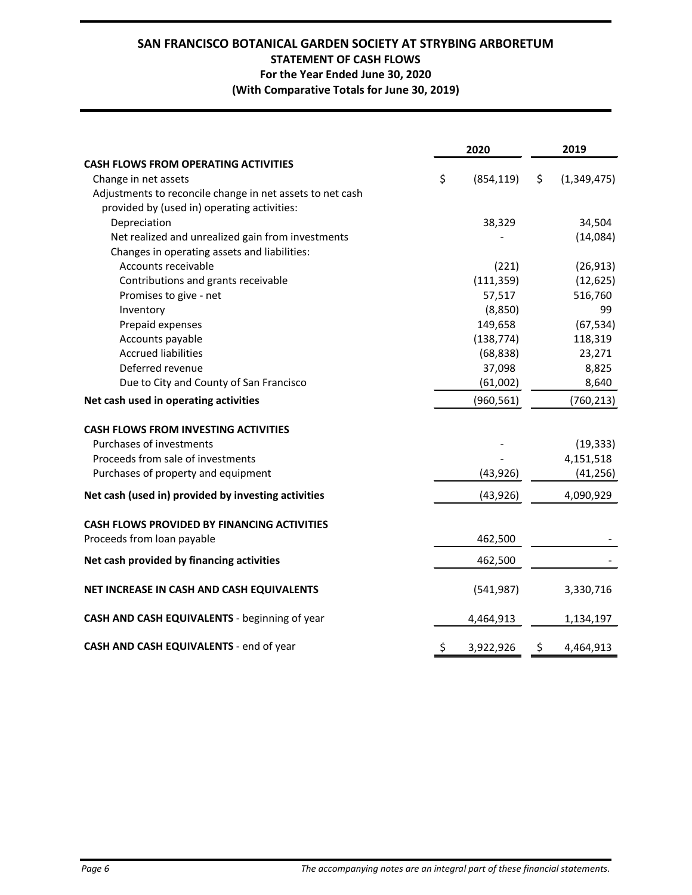# SAN FRANCISCO BOTANICAL GARDEN SOCIETY AT STRYBING ARBORETUM

## STATEMENT OF CASH FLOWS

### For the Year Ended June 30, 2020

### (With Comparative Totals for June 30, 2019)

| | 2020 | 2019 |
|---|---|---|
| **CASH FLOWS FROM OPERATING ACTIVITIES** | | |
| Change in net assets | $ (854,119) | $ (1,349,475) |
| Adjustments to reconcile change in net assets to net cash provided by (used in) operating activities: | | |
| Depreciation | 38,329 | 34,504 |
| Net realized and unrealized gain from investments | - | (14,084) |
| Changes in operating assets and liabilities: | | |
| Accounts receivable | (221) | (26,913) |
| Contributions and grants receivable | (111,359) | (12,625) |
| Promises to give - net | 57,517 | 516,760 |
| Inventory | (8,850) | 99 |
| Prepaid expenses | 149,658 | (67,534) |
| Accounts payable | (138,774) | 118,319 |
| Accrued liabilities | (68,838) | 23,271 |
| Deferred revenue | 37,098 | 8,825 |
| Due to City and County of San Francisco | (61,002) | 8,640 |
| **Net cash used in operating activities** | (960,561) | (760,213) |
| **CASH FLOWS FROM INVESTING ACTIVITIES** | | |
| Purchases of investments | - | (19,333) |
| Proceeds from sale of investments | - | 4,151,518 |
| Purchases of property and equipment | (43,926) | (41,256) |
| **Net cash (used in) provided by investing activities** | (43,926) | 4,090,929 |
| **CASH FLOWS PROVIDED BY FINANCING ACTIVITIES** | | |
| Proceeds from loan payable | 462,500 | - |
| **Net cash provided by financing activities** | 462,500 | - |
| **NET INCREASE IN CASH AND CASH EQUIVALENTS** | (541,987) | 3,330,716 |
| **CASH AND CASH EQUIVALENTS** - beginning of year | 4,464,913 | 1,134,197 |
| **CASH AND CASH EQUIVALENTS** - end of year | $ 3,922,926 | $ 4,464,913 |

*The accompanying notes are an integral part of these financial statements.*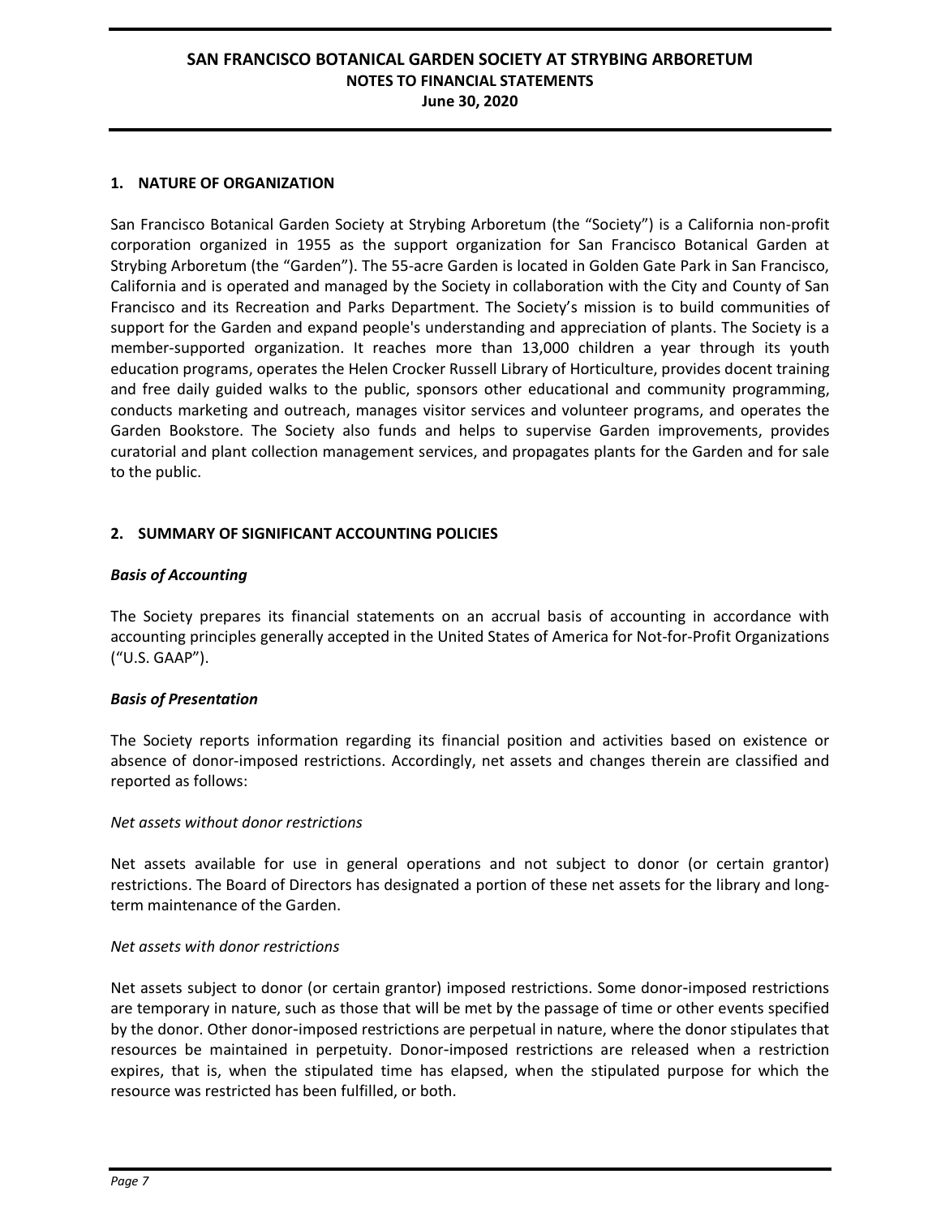# SAN FRANCISCO BOTANICAL GARDEN SOCIETY AT STRYBING ARBORETUM
## NOTES TO FINANCIAL STATEMENTS
## June 30, 2020

### 1. NATURE OF ORGANIZATION

San Francisco Botanical Garden Society at Strybing Arboretum (the "Society") is a California non-profit corporation organized in 1955 as the support organization for San Francisco Botanical Garden at Strybing Arboretum (the "Garden"). The 55-acre Garden is located in Golden Gate Park in San Francisco, California and is operated and managed by the Society in collaboration with the City and County of San Francisco and its Recreation and Parks Department. The Society's mission is to build communities of support for the Garden and expand people's understanding and appreciation of plants. The Society is a member-supported organization. It reaches more than 13,000 children a year through its youth education programs, operates the Helen Crocker Russell Library of Horticulture, provides docent training and free daily guided walks to the public, sponsors other educational and community programming, conducts marketing and outreach, manages visitor services and volunteer programs, and operates the Garden Bookstore. The Society also funds and helps to supervise Garden improvements, provides curatorial and plant collection management services, and propagates plants for the Garden and for sale to the public.

### 2. SUMMARY OF SIGNIFICANT ACCOUNTING POLICIES

***Basis of Accounting***

The Society prepares its financial statements on an accrual basis of accounting in accordance with accounting principles generally accepted in the United States of America for Not-for-Profit Organizations ("U.S. GAAP").

***Basis of Presentation***

The Society reports information regarding its financial position and activities based on existence or absence of donor-imposed restrictions. Accordingly, net assets and changes therein are classified and reported as follows:

*Net assets without donor restrictions*

Net assets available for use in general operations and not subject to donor (or certain grantor) restrictions. The Board of Directors has designated a portion of these net assets for the library and long-term maintenance of the Garden.

*Net assets with donor restrictions*

Net assets subject to donor (or certain grantor) imposed restrictions. Some donor-imposed restrictions are temporary in nature, such as those that will be met by the passage of time or other events specified by the donor. Other donor-imposed restrictions are perpetual in nature, where the donor stipulates that resources be maintained in perpetuity. Donor-imposed restrictions are released when a restriction expires, that is, when the stipulated time has elapsed, when the stipulated purpose for which the resource was restricted has been fulfilled, or both.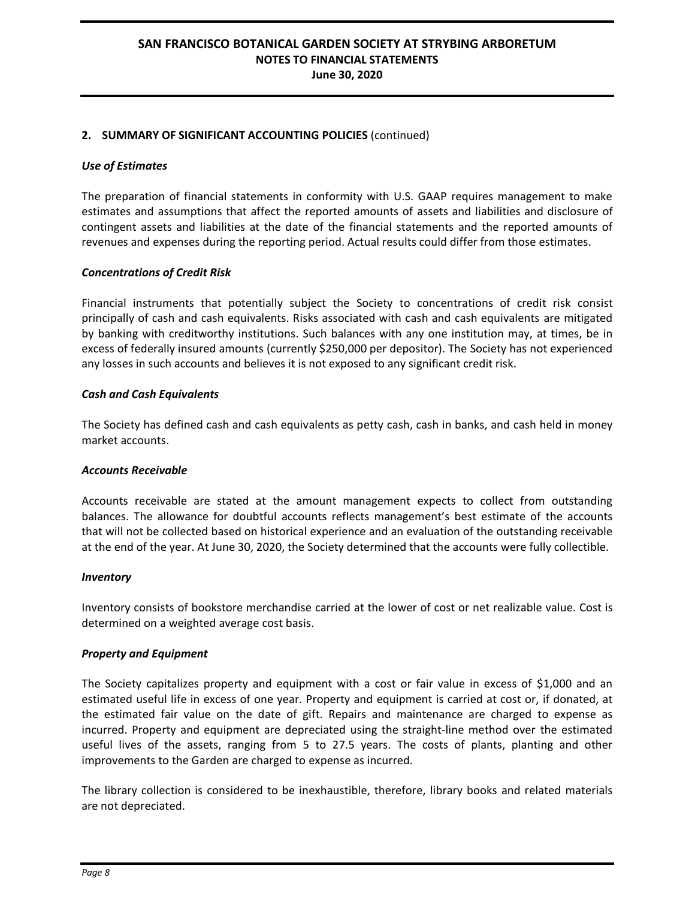## 2. SUMMARY OF SIGNIFICANT ACCOUNTING POLICIES (continued)

### *Use of Estimates*

The preparation of financial statements in conformity with U.S. GAAP requires management to make estimates and assumptions that affect the reported amounts of assets and liabilities and disclosure of contingent assets and liabilities at the date of the financial statements and the reported amounts of revenues and expenses during the reporting period. Actual results could differ from those estimates.

### *Concentrations of Credit Risk*

Financial instruments that potentially subject the Society to concentrations of credit risk consist principally of cash and cash equivalents. Risks associated with cash and cash equivalents are mitigated by banking with creditworthy institutions. Such balances with any one institution may, at times, be in excess of federally insured amounts (currently $250,000 per depositor). The Society has not experienced any losses in such accounts and believes it is not exposed to any significant credit risk.

### *Cash and Cash Equivalents*

The Society has defined cash and cash equivalents as petty cash, cash in banks, and cash held in money market accounts.

### *Accounts Receivable*

Accounts receivable are stated at the amount management expects to collect from outstanding balances. The allowance for doubtful accounts reflects management's best estimate of the accounts that will not be collected based on historical experience and an evaluation of the outstanding receivable at the end of the year. At June 30, 2020, the Society determined that the accounts were fully collectible.

### *Inventory*

Inventory consists of bookstore merchandise carried at the lower of cost or net realizable value. Cost is determined on a weighted average cost basis.

### *Property and Equipment*

The Society capitalizes property and equipment with a cost or fair value in excess of $1,000 and an estimated useful life in excess of one year. Property and equipment is carried at cost or, if donated, at the estimated fair value on the date of gift. Repairs and maintenance are charged to expense as incurred. Property and equipment are depreciated using the straight-line method over the estimated useful lives of the assets, ranging from 5 to 27.5 years. The costs of plants, planting and other improvements to the Garden are charged to expense as incurred.

The library collection is considered to be inexhaustible, therefore, library books and related materials are not depreciated.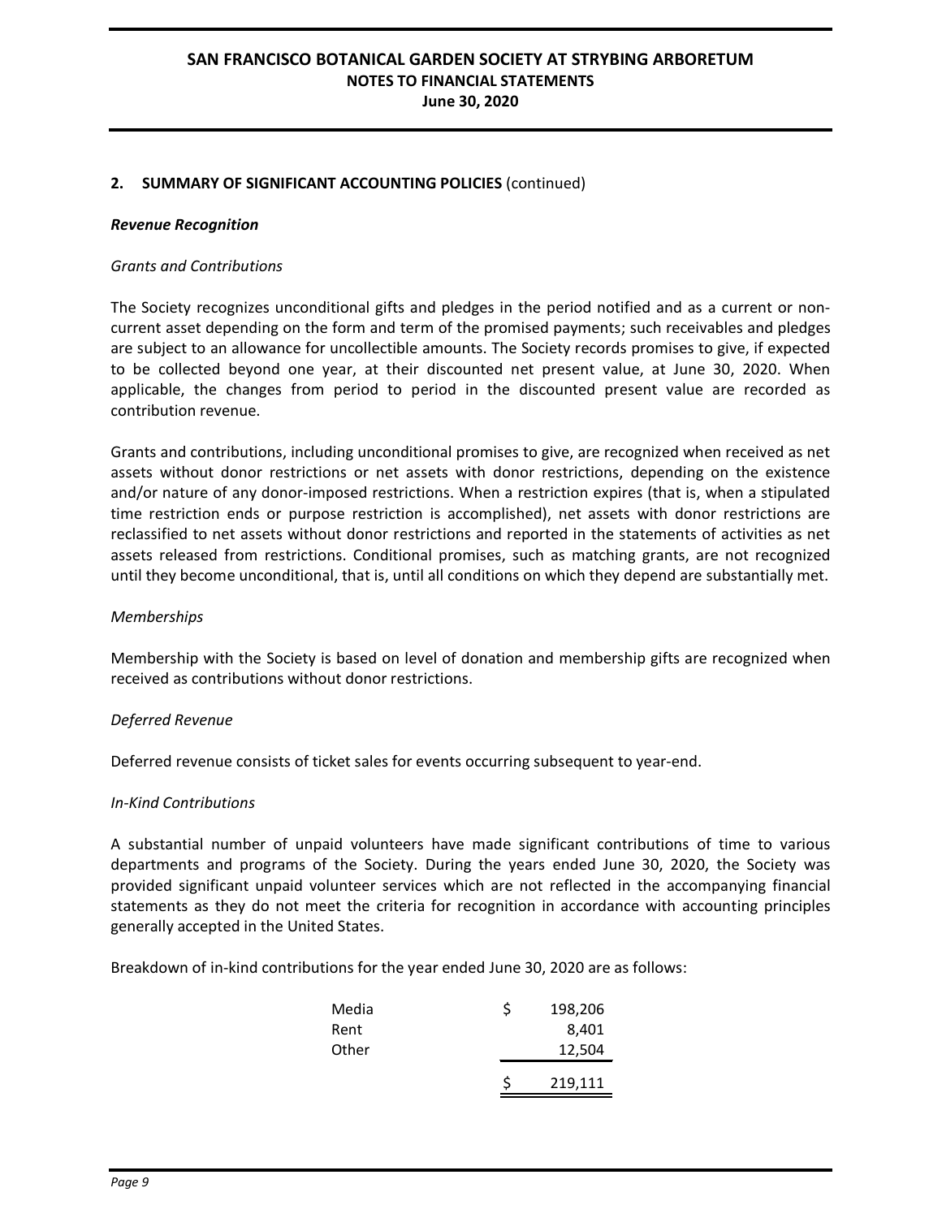## 2. SUMMARY OF SIGNIFICANT ACCOUNTING POLICIES (continued)

### *Revenue Recognition*

*Grants and Contributions*

The Society recognizes unconditional gifts and pledges in the period notified and as a current or non-current asset depending on the form and term of the promised payments; such receivables and pledges are subject to an allowance for uncollectible amounts. The Society records promises to give, if expected to be collected beyond one year, at their discounted net present value, at June 30, 2020. When applicable, the changes from period to period in the discounted present value are recorded as contribution revenue.

Grants and contributions, including unconditional promises to give, are recognized when received as net assets without donor restrictions or net assets with donor restrictions, depending on the existence and/or nature of any donor-imposed restrictions. When a restriction expires (that is, when a stipulated time restriction ends or purpose restriction is accomplished), net assets with donor restrictions are reclassified to net assets without donor restrictions and reported in the statements of activities as net assets released from restrictions. Conditional promises, such as matching grants, are not recognized until they become unconditional, that is, until all conditions on which they depend are substantially met.

*Memberships*

Membership with the Society is based on level of donation and membership gifts are recognized when received as contributions without donor restrictions.

*Deferred Revenue*

Deferred revenue consists of ticket sales for events occurring subsequent to year-end.

*In-Kind Contributions*

A substantial number of unpaid volunteers have made significant contributions of time to various departments and programs of the Society. During the years ended June 30, 2020, the Society was provided significant unpaid volunteer services which are not reflected in the accompanying financial statements as they do not meet the criteria for recognition in accordance with accounting principles generally accepted in the United States.

Breakdown of in-kind contributions for the year ended June 30, 2020 are as follows:

| | |
|---|---|
| Media | $ 198,206 |
| Rent | 8,401 |
| Other | 12,504 |
| | $ 219,111 |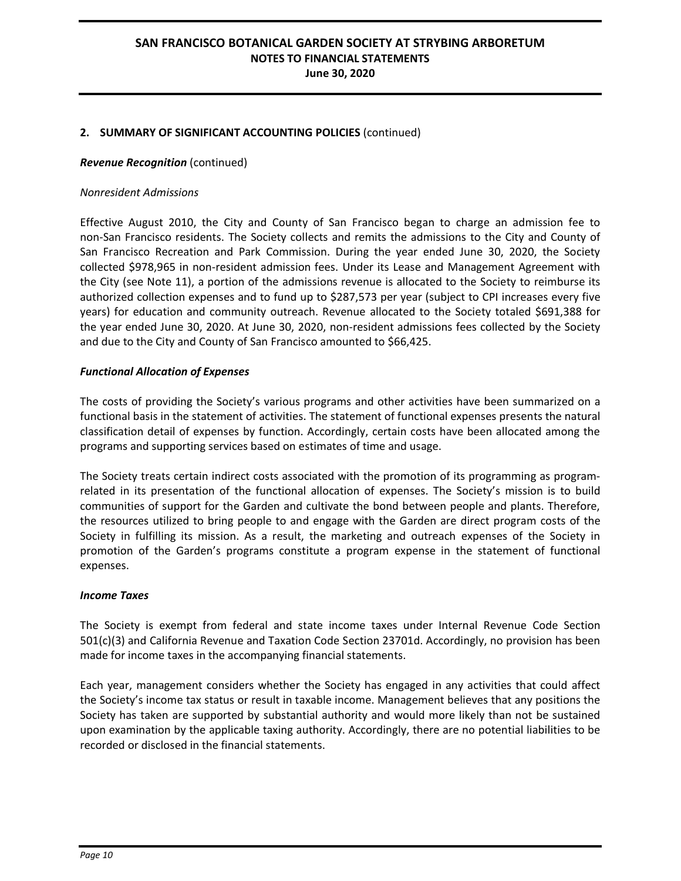## 2. SUMMARY OF SIGNIFICANT ACCOUNTING POLICIES (continued)

***Revenue Recognition*** (continued)

*Nonresident Admissions*

Effective August 2010, the City and County of San Francisco began to charge an admission fee to non-San Francisco residents. The Society collects and remits the admissions to the City and County of San Francisco Recreation and Park Commission. During the year ended June 30, 2020, the Society collected $978,965 in non-resident admission fees. Under its Lease and Management Agreement with the City (see Note 11), a portion of the admissions revenue is allocated to the Society to reimburse its authorized collection expenses and to fund up to $287,573 per year (subject to CPI increases every five years) for education and community outreach. Revenue allocated to the Society totaled $691,388 for the year ended June 30, 2020. At June 30, 2020, non-resident admissions fees collected by the Society and due to the City and County of San Francisco amounted to $66,425.

***Functional Allocation of Expenses***

The costs of providing the Society's various programs and other activities have been summarized on a functional basis in the statement of activities. The statement of functional expenses presents the natural classification detail of expenses by function. Accordingly, certain costs have been allocated among the programs and supporting services based on estimates of time and usage.

The Society treats certain indirect costs associated with the promotion of its programming as program-related in its presentation of the functional allocation of expenses. The Society's mission is to build communities of support for the Garden and cultivate the bond between people and plants. Therefore, the resources utilized to bring people to and engage with the Garden are direct program costs of the Society in fulfilling its mission. As a result, the marketing and outreach expenses of the Society in promotion of the Garden's programs constitute a program expense in the statement of functional expenses.

***Income Taxes***

The Society is exempt from federal and state income taxes under Internal Revenue Code Section 501(c)(3) and California Revenue and Taxation Code Section 23701d. Accordingly, no provision has been made for income taxes in the accompanying financial statements.

Each year, management considers whether the Society has engaged in any activities that could affect the Society's income tax status or result in taxable income. Management believes that any positions the Society has taken are supported by substantial authority and would more likely than not be sustained upon examination by the applicable taxing authority. Accordingly, there are no potential liabilities to be recorded or disclosed in the financial statements.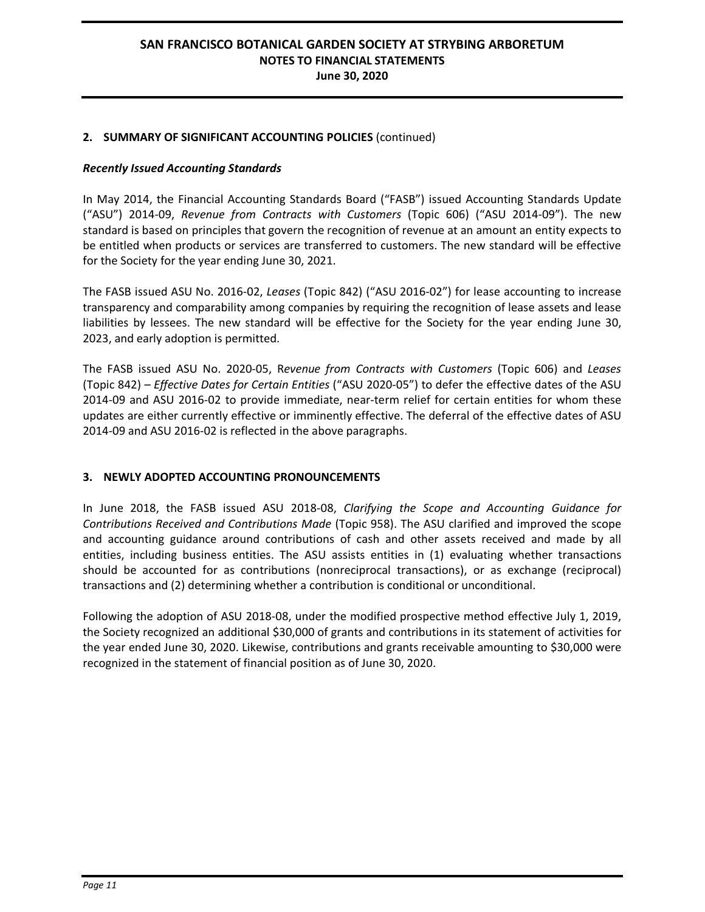## 2. SUMMARY OF SIGNIFICANT ACCOUNTING POLICIES (continued)

### *Recently Issued Accounting Standards*

In May 2014, the Financial Accounting Standards Board ("FASB") issued Accounting Standards Update ("ASU") 2014-09, *Revenue from Contracts with Customers* (Topic 606) ("ASU 2014-09"). The new standard is based on principles that govern the recognition of revenue at an amount an entity expects to be entitled when products or services are transferred to customers. The new standard will be effective for the Society for the year ending June 30, 2021.

The FASB issued ASU No. 2016-02, *Leases* (Topic 842) ("ASU 2016-02") for lease accounting to increase transparency and comparability among companies by requiring the recognition of lease assets and lease liabilities by lessees. The new standard will be effective for the Society for the year ending June 30, 2023, and early adoption is permitted.

The FASB issued ASU No. 2020-05, R*evenue from Contracts with Customers* (Topic 606) and *Leases* (Topic 842) – *Effective Dates for Certain Entities* ("ASU 2020-05") to defer the effective dates of the ASU 2014-09 and ASU 2016-02 to provide immediate, near-term relief for certain entities for whom these updates are either currently effective or imminently effective. The deferral of the effective dates of ASU 2014-09 and ASU 2016-02 is reflected in the above paragraphs.

## 3. NEWLY ADOPTED ACCOUNTING PRONOUNCEMENTS

In June 2018, the FASB issued ASU 2018-08, *Clarifying the Scope and Accounting Guidance for Contributions Received and Contributions Made* (Topic 958). The ASU clarified and improved the scope and accounting guidance around contributions of cash and other assets received and made by all entities, including business entities. The ASU assists entities in (1) evaluating whether transactions should be accounted for as contributions (nonreciprocal transactions), or as exchange (reciprocal) transactions and (2) determining whether a contribution is conditional or unconditional.

Following the adoption of ASU 2018-08, under the modified prospective method effective July 1, 2019, the Society recognized an additional $30,000 of grants and contributions in its statement of activities for the year ended June 30, 2020. Likewise, contributions and grants receivable amounting to $30,000 were recognized in the statement of financial position as of June 30, 2020.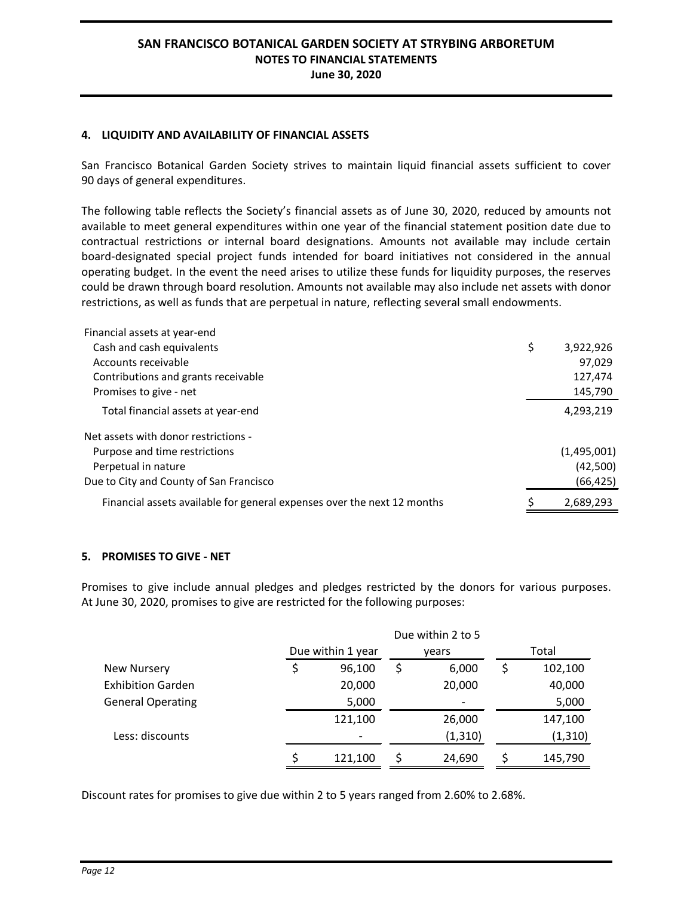## 4. LIQUIDITY AND AVAILABILITY OF FINANCIAL ASSETS

San Francisco Botanical Garden Society strives to maintain liquid financial assets sufficient to cover 90 days of general expenditures.

The following table reflects the Society's financial assets as of June 30, 2020, reduced by amounts not available to meet general expenditures within one year of the financial statement position date due to contractual restrictions or internal board designations. Amounts not available may include certain board-designated special project funds intended for board initiatives not considered in the annual operating budget. In the event the need arises to utilize these funds for liquidity purposes, the reserves could be drawn through board resolution. Amounts not available may also include net assets with donor restrictions, as well as funds that are perpetual in nature, reflecting several small endowments.

| | |
|---|---|
| Financial assets at year-end | |
| Cash and cash equivalents | $ 3,922,926 |
| Accounts receivable | 97,029 |
| Contributions and grants receivable | 127,474 |
| Promises to give - net | 145,790 |
| Total financial assets at year-end | 4,293,219 |
| Net assets with donor restrictions - | |
| Purpose and time restrictions | (1,495,001) |
| Perpetual in nature | (42,500) |
| Due to City and County of San Francisco | (66,425) |
| Financial assets available for general expenses over the next 12 months | $ 2,689,293 |

## 5. PROMISES TO GIVE - NET

Promises to give include annual pledges and pledges restricted by the donors for various purposes. At June 30, 2020, promises to give are restricted for the following purposes:

| | Due within 1 year | Due within 2 to 5 years | Total |
|---|---|---|---|
| New Nursery | $ 96,100 | $ 6,000 | $ 102,100 |
| Exhibition Garden | 20,000 | 20,000 | 40,000 |
| General Operating | 5,000 | - | 5,000 |
| | 121,100 | 26,000 | 147,100 |
| Less: discounts | - | (1,310) | (1,310) |
| | $ 121,100 | $ 24,690 | $ 145,790 |

Discount rates for promises to give due within 2 to 5 years ranged from 2.60% to 2.68%.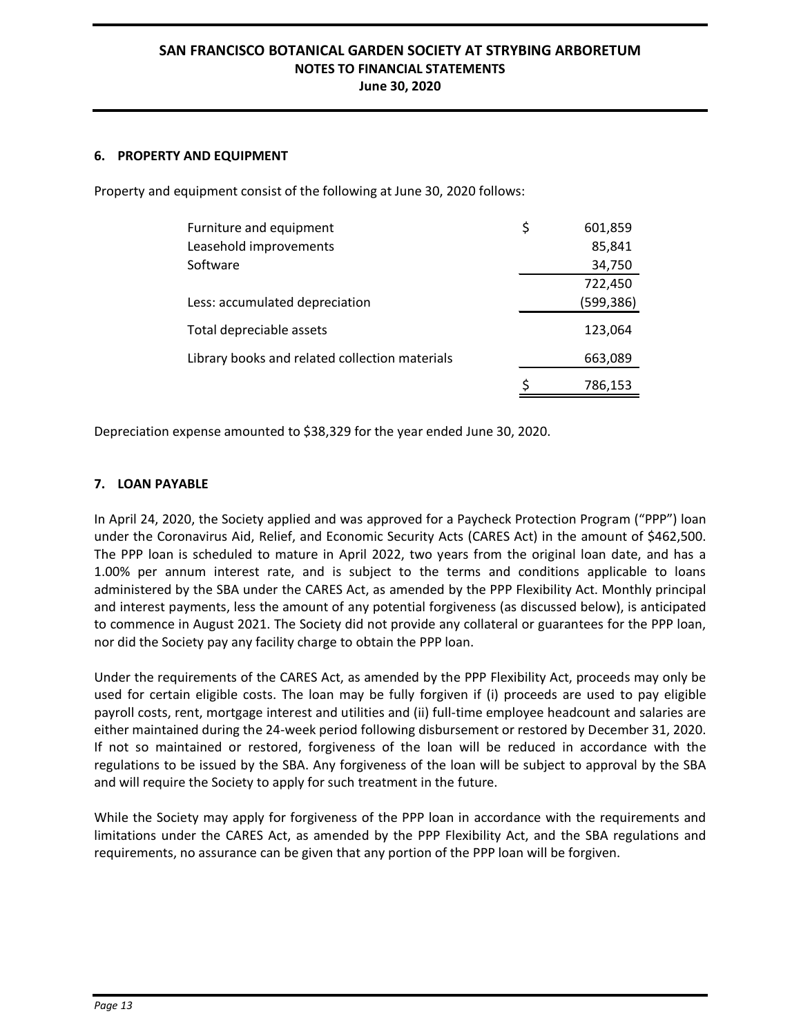## 6. PROPERTY AND EQUIPMENT

Property and equipment consist of the following at June 30, 2020 follows:

| | | |
|---|---|---|
| Furniture and equipment | $ | 601,859 |
| Leasehold improvements | | 85,841 |
| Software | | 34,750 |
| | | 722,450 |
| Less: accumulated depreciation | | (599,386) |
| Total depreciable assets | | 123,064 |
| Library books and related collection materials | | 663,089 |
| | $ | 786,153 |

Depreciation expense amounted to $38,329 for the year ended June 30, 2020.

## 7. LOAN PAYABLE

In April 24, 2020, the Society applied and was approved for a Paycheck Protection Program ("PPP") loan under the Coronavirus Aid, Relief, and Economic Security Acts (CARES Act) in the amount of $462,500. The PPP loan is scheduled to mature in April 2022, two years from the original loan date, and has a 1.00% per annum interest rate, and is subject to the terms and conditions applicable to loans administered by the SBA under the CARES Act, as amended by the PPP Flexibility Act. Monthly principal and interest payments, less the amount of any potential forgiveness (as discussed below), is anticipated to commence in August 2021. The Society did not provide any collateral or guarantees for the PPP loan, nor did the Society pay any facility charge to obtain the PPP loan.

Under the requirements of the CARES Act, as amended by the PPP Flexibility Act, proceeds may only be used for certain eligible costs. The loan may be fully forgiven if (i) proceeds are used to pay eligible payroll costs, rent, mortgage interest and utilities and (ii) full-time employee headcount and salaries are either maintained during the 24-week period following disbursement or restored by December 31, 2020. If not so maintained or restored, forgiveness of the loan will be reduced in accordance with the regulations to be issued by the SBA. Any forgiveness of the loan will be subject to approval by the SBA and will require the Society to apply for such treatment in the future.

While the Society may apply for forgiveness of the PPP loan in accordance with the requirements and limitations under the CARES Act, as amended by the PPP Flexibility Act, and the SBA regulations and requirements, no assurance can be given that any portion of the PPP loan will be forgiven.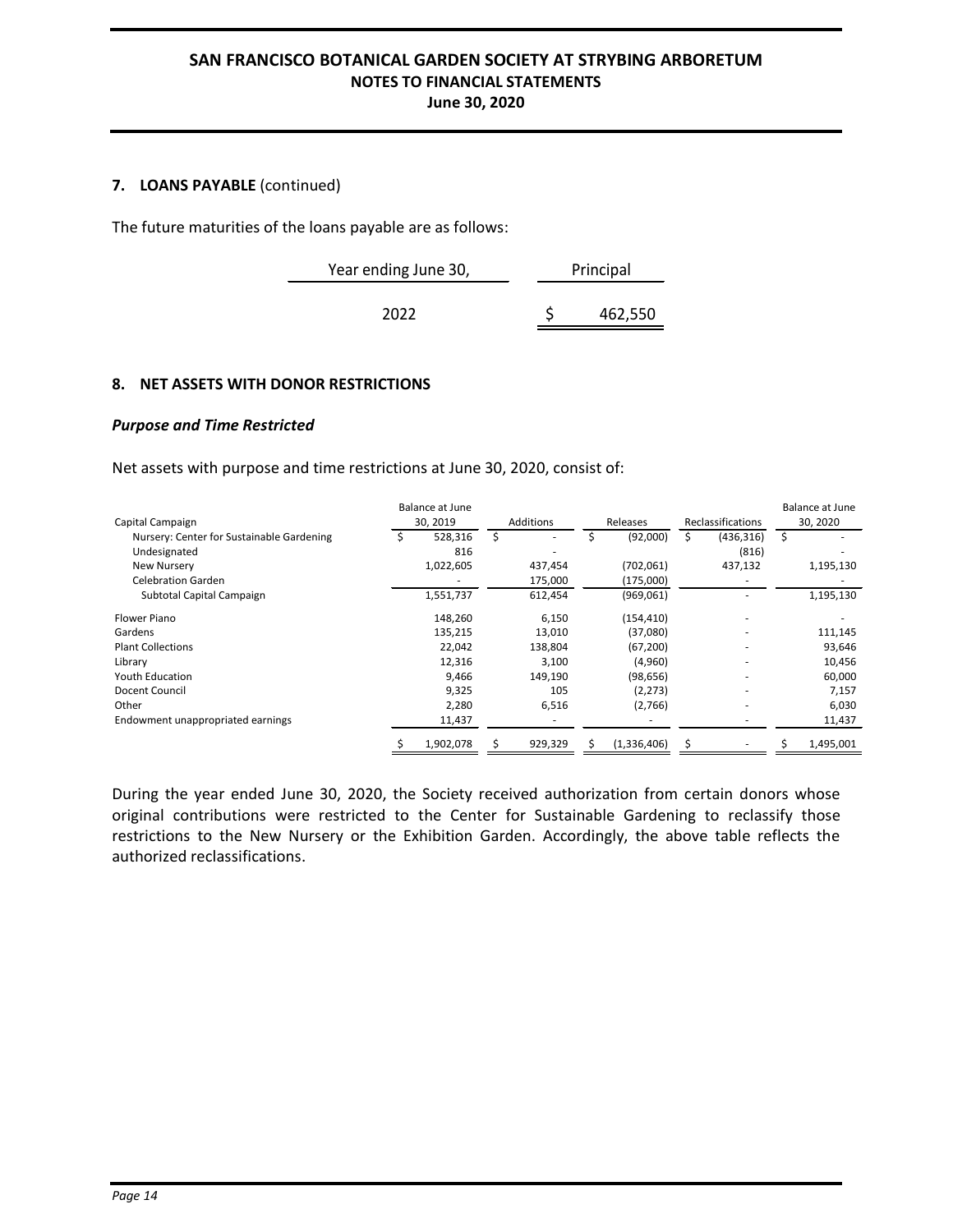## 7. LOANS PAYABLE (continued)

The future maturities of the loans payable are as follows:

| Year ending June 30, | Principal |
|---|---|
| 2022 | $ 462,550 |

## 8. NET ASSETS WITH DONOR RESTRICTIONS

### *Purpose and Time Restricted*

Net assets with purpose and time restrictions at June 30, 2020, consist of:

| Capital Campaign | Balance at June 30, 2019 | Additions | Releases | Reclassifications | Balance at June 30, 2020 |
|---|---|---|---|---|---|
| Nursery: Center for Sustainable Gardening | $ 528,316 | $ - | $ (92,000) | $ (436,316) | $ - |
| Undesignated | 816 | - | | (816) | - |
| New Nursery | 1,022,605 | 437,454 | (702,061) | 437,132 | 1,195,130 |
| Celebration Garden | - | 175,000 | (175,000) | - | - |
| Subtotal Capital Campaign | 1,551,737 | 612,454 | (969,061) | - | 1,195,130 |
| Flower Piano | 148,260 | 6,150 | (154,410) | - | - |
| Gardens | 135,215 | 13,010 | (37,080) | - | 111,145 |
| Plant Collections | 22,042 | 138,804 | (67,200) | - | 93,646 |
| Library | 12,316 | 3,100 | (4,960) | - | 10,456 |
| Youth Education | 9,466 | 149,190 | (98,656) | - | 60,000 |
| Docent Council | 9,325 | 105 | (2,273) | - | 7,157 |
| Other | 2,280 | 6,516 | (2,766) | - | 6,030 |
| Endowment unappropriated earnings | 11,437 | - | - | - | 11,437 |
| | $ 1,902,078 | $ 929,329 | $ (1,336,406) | $ - | $ 1,495,001 |

During the year ended June 30, 2020, the Society received authorization from certain donors whose original contributions were restricted to the Center for Sustainable Gardening to reclassify those restrictions to the New Nursery or the Exhibition Garden. Accordingly, the above table reflects the authorized reclassifications.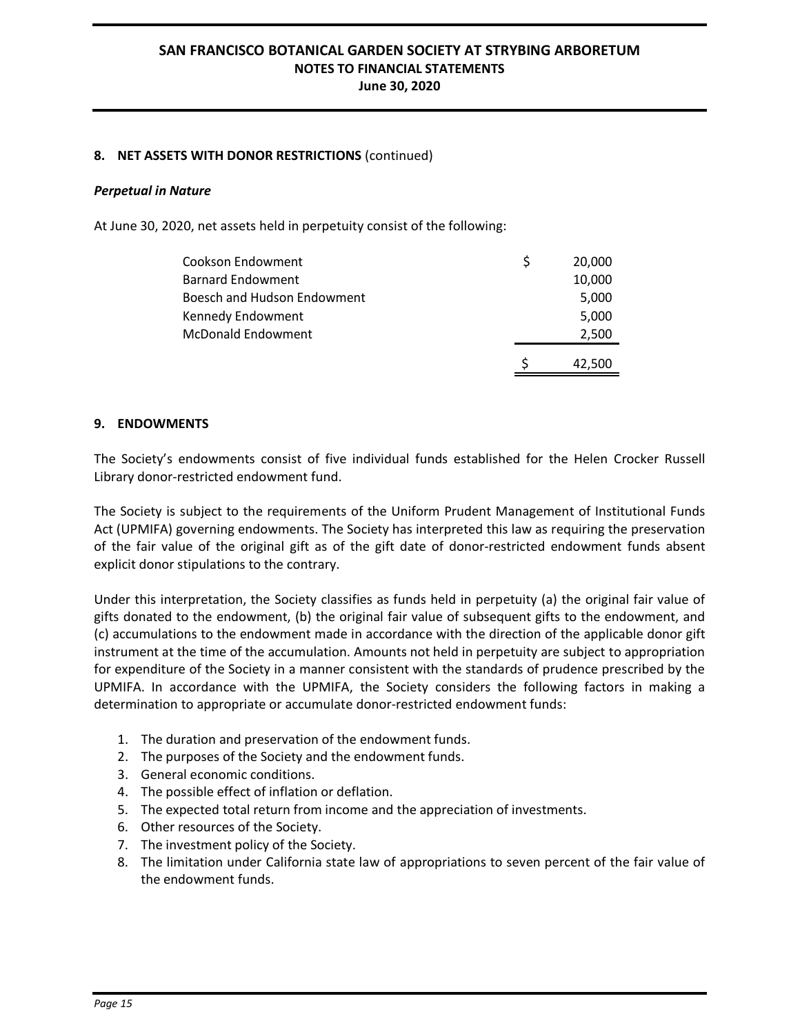## 8. NET ASSETS WITH DONOR RESTRICTIONS (continued)

***Perpetual in Nature***

At June 30, 2020, net assets held in perpetuity consist of the following:

| | |
|---|---|
| Cookson Endowment | $ 20,000 |
| Barnard Endowment | 10,000 |
| Boesch and Hudson Endowment | 5,000 |
| Kennedy Endowment | 5,000 |
| McDonald Endowment | 2,500 |
| | $ 42,500 |

## 9. ENDOWMENTS

The Society's endowments consist of five individual funds established for the Helen Crocker Russell Library donor-restricted endowment fund.

The Society is subject to the requirements of the Uniform Prudent Management of Institutional Funds Act (UPMIFA) governing endowments. The Society has interpreted this law as requiring the preservation of the fair value of the original gift as of the gift date of donor-restricted endowment funds absent explicit donor stipulations to the contrary.

Under this interpretation, the Society classifies as funds held in perpetuity (a) the original fair value of gifts donated to the endowment, (b) the original fair value of subsequent gifts to the endowment, and (c) accumulations to the endowment made in accordance with the direction of the applicable donor gift instrument at the time of the accumulation. Amounts not held in perpetuity are subject to appropriation for expenditure of the Society in a manner consistent with the standards of prudence prescribed by the UPMIFA. In accordance with the UPMIFA, the Society considers the following factors in making a determination to appropriate or accumulate donor-restricted endowment funds:

1. The duration and preservation of the endowment funds.
2. The purposes of the Society and the endowment funds.
3. General economic conditions.
4. The possible effect of inflation or deflation.
5. The expected total return from income and the appreciation of investments.
6. Other resources of the Society.
7. The investment policy of the Society.
8. The limitation under California state law of appropriations to seven percent of the fair value of the endowment funds.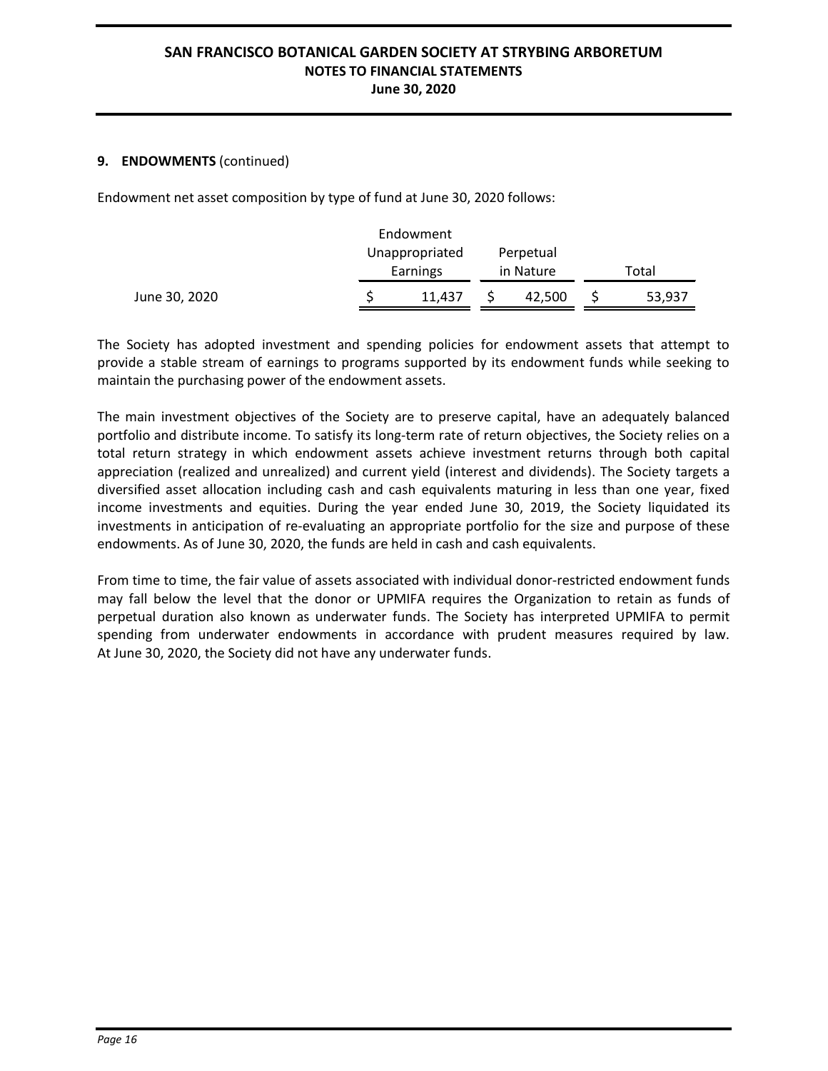## 9. ENDOWMENTS (continued)

Endowment net asset composition by type of fund at June 30, 2020 follows:

| | Endowment Unappropriated Earnings | Perpetual in Nature | Total |
|---|---|---|---|
| June 30, 2020 | $ 11,437 | $ 42,500 | $ 53,937 |

The Society has adopted investment and spending policies for endowment assets that attempt to provide a stable stream of earnings to programs supported by its endowment funds while seeking to maintain the purchasing power of the endowment assets.

The main investment objectives of the Society are to preserve capital, have an adequately balanced portfolio and distribute income. To satisfy its long-term rate of return objectives, the Society relies on a total return strategy in which endowment assets achieve investment returns through both capital appreciation (realized and unrealized) and current yield (interest and dividends). The Society targets a diversified asset allocation including cash and cash equivalents maturing in less than one year, fixed income investments and equities. During the year ended June 30, 2019, the Society liquidated its investments in anticipation of re-evaluating an appropriate portfolio for the size and purpose of these endowments. As of June 30, 2020, the funds are held in cash and cash equivalents.

From time to time, the fair value of assets associated with individual donor-restricted endowment funds may fall below the level that the donor or UPMIFA requires the Organization to retain as funds of perpetual duration also known as underwater funds. The Society has interpreted UPMIFA to permit spending from underwater endowments in accordance with prudent measures required by law. At June 30, 2020, the Society did not have any underwater funds.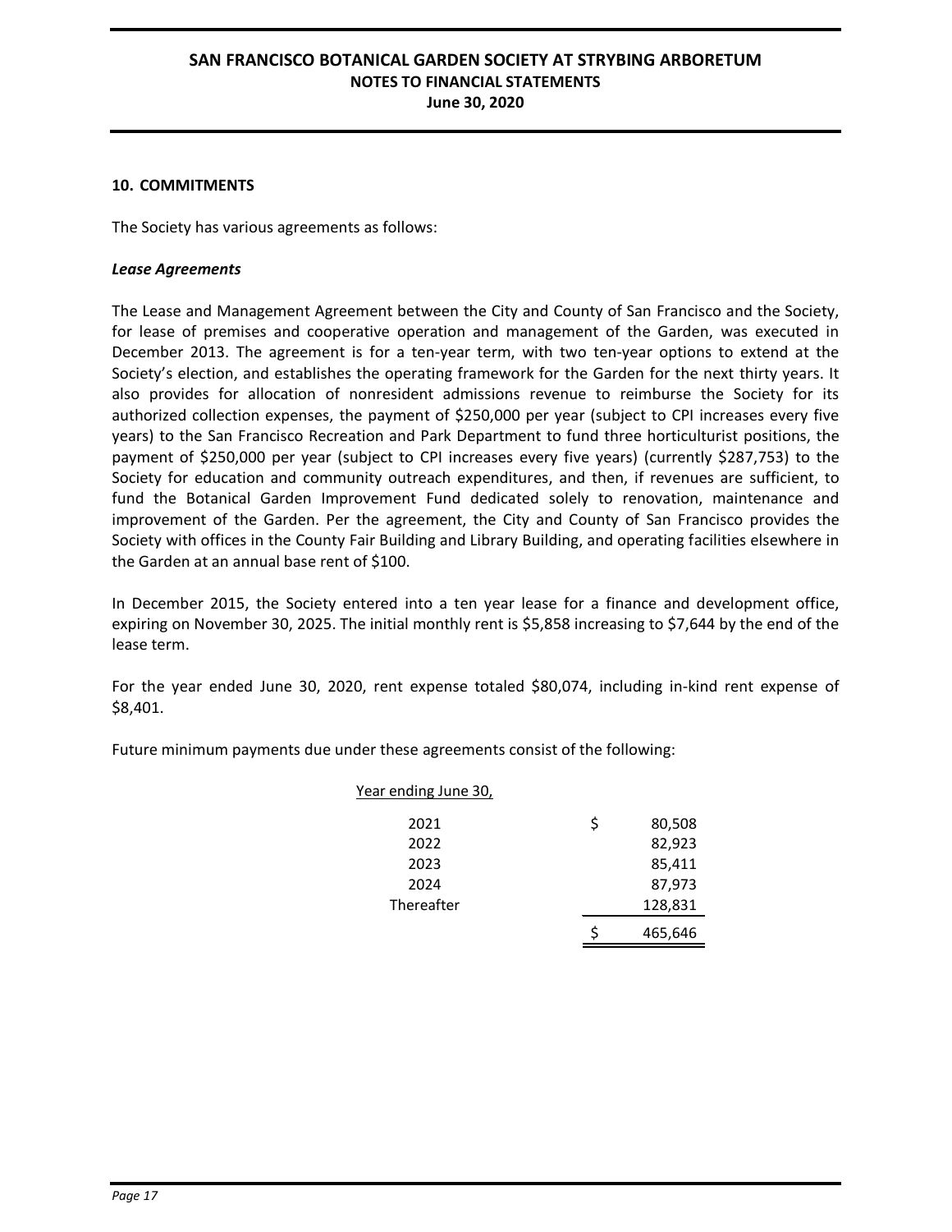## 10. COMMITMENTS

The Society has various agreements as follows:

***Lease Agreements***

The Lease and Management Agreement between the City and County of San Francisco and the Society, for lease of premises and cooperative operation and management of the Garden, was executed in December 2013. The agreement is for a ten-year term, with two ten-year options to extend at the Society's election, and establishes the operating framework for the Garden for the next thirty years. It also provides for allocation of nonresident admissions revenue to reimburse the Society for its authorized collection expenses, the payment of $250,000 per year (subject to CPI increases every five years) to the San Francisco Recreation and Park Department to fund three horticulturist positions, the payment of $250,000 per year (subject to CPI increases every five years) (currently $287,753) to the Society for education and community outreach expenditures, and then, if revenues are sufficient, to fund the Botanical Garden Improvement Fund dedicated solely to renovation, maintenance and improvement of the Garden. Per the agreement, the City and County of San Francisco provides the Society with offices in the County Fair Building and Library Building, and operating facilities elsewhere in the Garden at an annual base rent of $100.

In December 2015, the Society entered into a ten year lease for a finance and development office, expiring on November 30, 2025. The initial monthly rent is $5,858 increasing to $7,644 by the end of the lease term.

For the year ended June 30, 2020, rent expense totaled $80,074, including in-kind rent expense of $8,401.

Future minimum payments due under these agreements consist of the following:

| Year ending June 30, | |
|---|---|
| 2021 | $ 80,508 |
| 2022 | 82,923 |
| 2023 | 85,411 |
| 2024 | 87,973 |
| Thereafter | 128,831 |
| | $ 465,646 |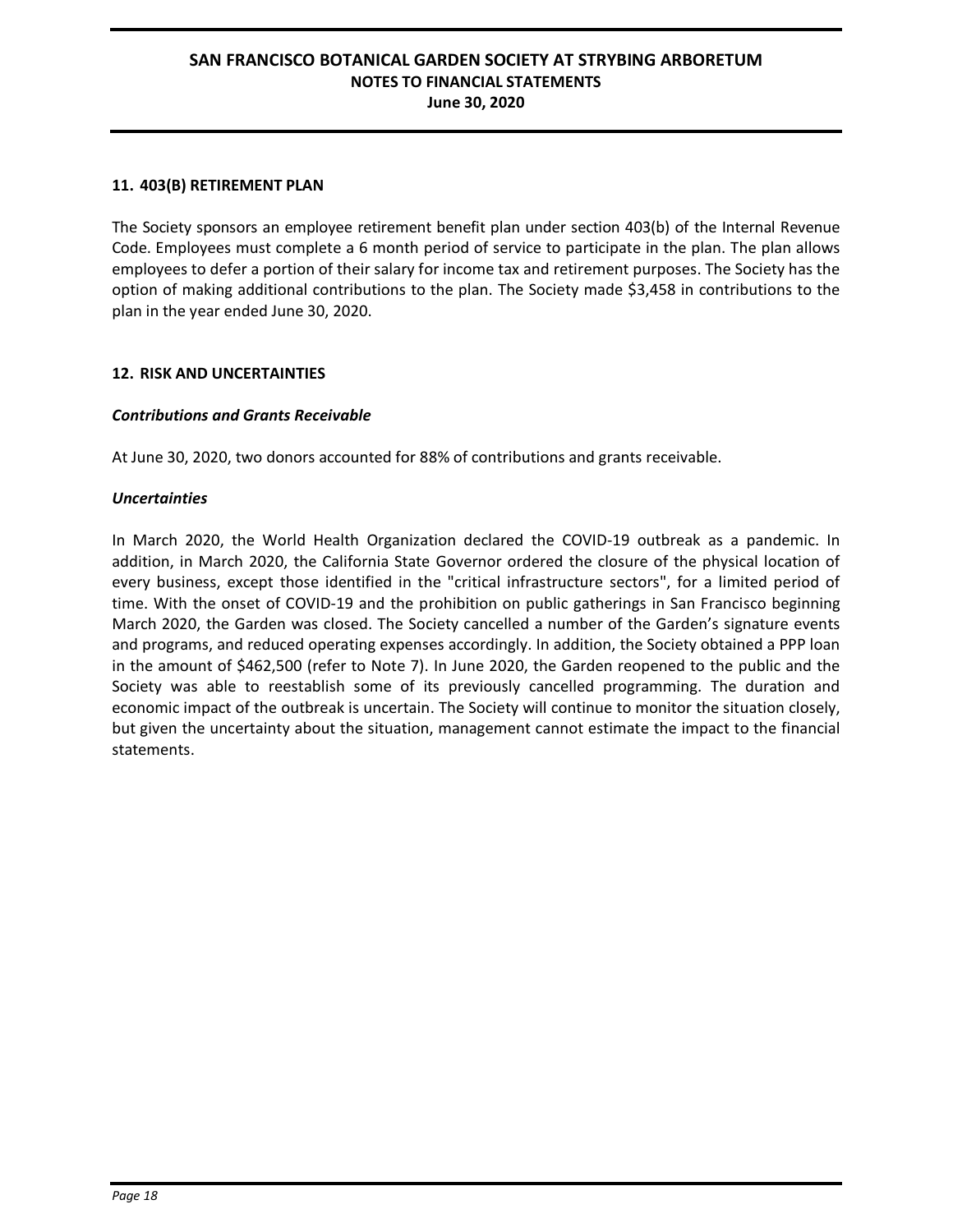## 11. 403(B) RETIREMENT PLAN

The Society sponsors an employee retirement benefit plan under section 403(b) of the Internal Revenue Code. Employees must complete a 6 month period of service to participate in the plan. The plan allows employees to defer a portion of their salary for income tax and retirement purposes. The Society has the option of making additional contributions to the plan. The Society made $3,458 in contributions to the plan in the year ended June 30, 2020.

## 12. RISK AND UNCERTAINTIES

### *Contributions and Grants Receivable*

At June 30, 2020, two donors accounted for 88% of contributions and grants receivable.

### *Uncertainties*

In March 2020, the World Health Organization declared the COVID-19 outbreak as a pandemic. In addition, in March 2020, the California State Governor ordered the closure of the physical location of every business, except those identified in the "critical infrastructure sectors", for a limited period of time. With the onset of COVID-19 and the prohibition on public gatherings in San Francisco beginning March 2020, the Garden was closed. The Society cancelled a number of the Garden's signature events and programs, and reduced operating expenses accordingly. In addition, the Society obtained a PPP loan in the amount of $462,500 (refer to Note 7). In June 2020, the Garden reopened to the public and the Society was able to reestablish some of its previously cancelled programming. The duration and economic impact of the outbreak is uncertain. The Society will continue to monitor the situation closely, but given the uncertainty about the situation, management cannot estimate the impact to the financial statements.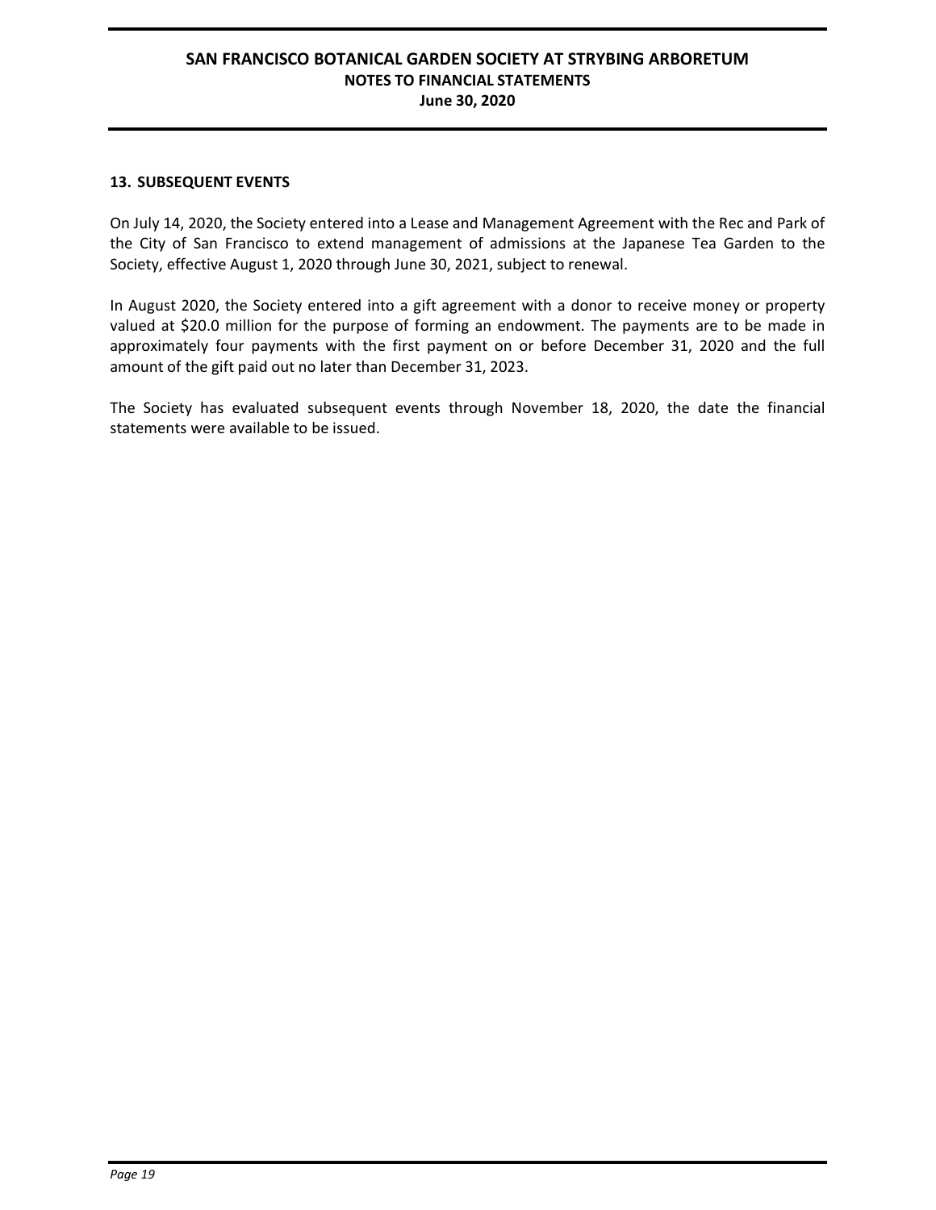## 13. SUBSEQUENT EVENTS

On July 14, 2020, the Society entered into a Lease and Management Agreement with the Rec and Park of the City of San Francisco to extend management of admissions at the Japanese Tea Garden to the Society, effective August 1, 2020 through June 30, 2021, subject to renewal.

In August 2020, the Society entered into a gift agreement with a donor to receive money or property valued at $20.0 million for the purpose of forming an endowment. The payments are to be made in approximately four payments with the first payment on or before December 31, 2020 and the full amount of the gift paid out no later than December 31, 2023.

The Society has evaluated subsequent events through November 18, 2020, the date the financial statements were available to be issued.